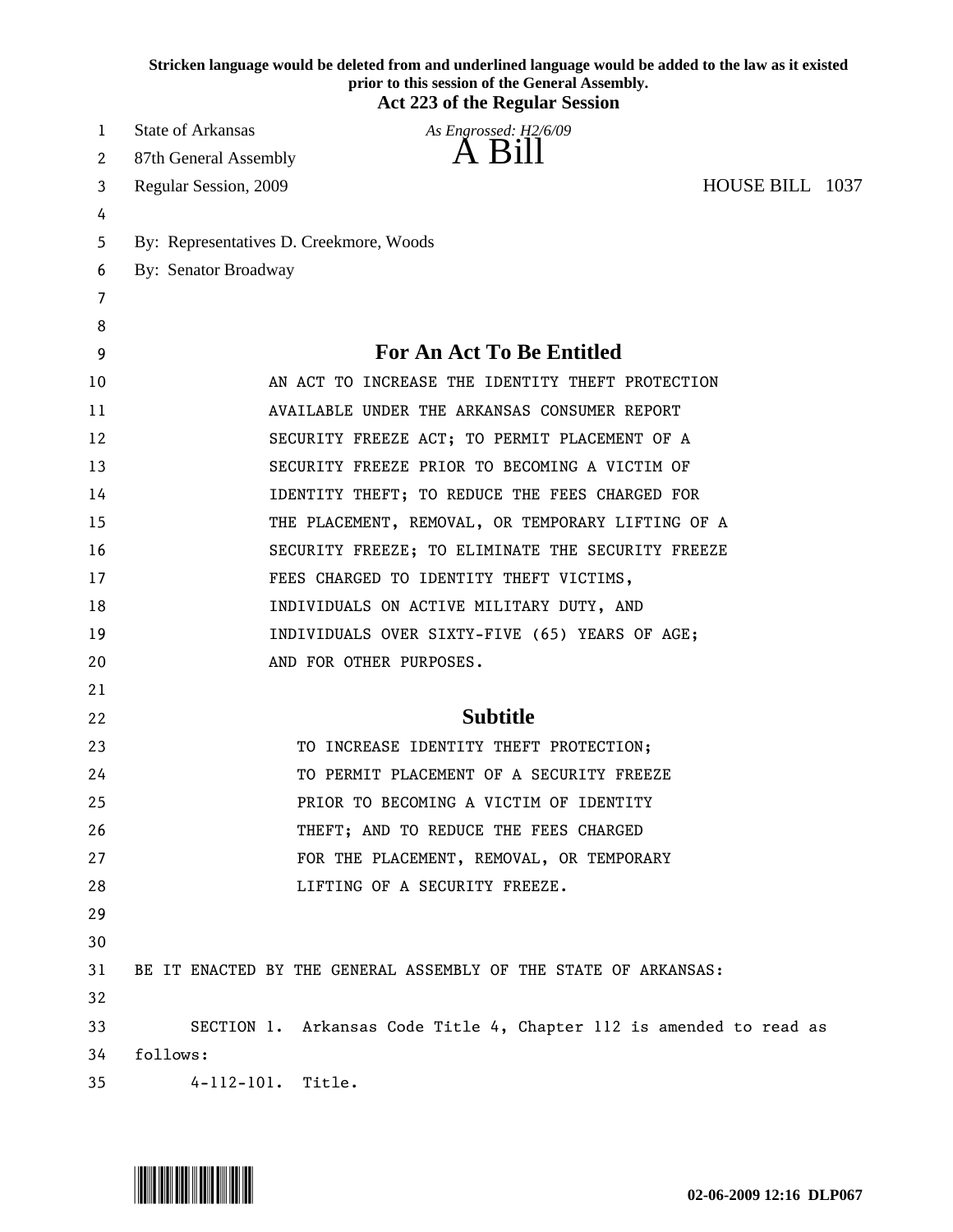Stricken language would be deleted from and underlined language would be added to the law as it existed prior to this session of the General Assembly.

**Act 223 of the Regular Session**

State of Arkansas *As Engrossed: H2/6/09*

87th General Assembly

# A Bill

Regular Session, 2009 HOUSE BILL 1037

By: Representatives D. Creekmore, Woods

By: Senator Broadway

## For An Act To Be Entitled

AN ACT TO INCREASE THE IDENTITY THEFT PROTECTION AVAILABLE UNDER THE ARKANSAS CONSUMER REPORT SECURITY FREEZE ACT; TO PERMIT PLACEMENT OF A SECURITY FREEZE PRIOR TO BECOMING A VICTIM OF IDENTITY THEFT; TO REDUCE THE FEES CHARGED FOR THE PLACEMENT, REMOVAL, OR TEMPORARY LIFTING OF A SECURITY FREEZE; TO ELIMINATE THE SECURITY FREEZE FEES CHARGED TO IDENTITY THEFT VICTIMS, INDIVIDUALS ON ACTIVE MILITARY DUTY, AND INDIVIDUALS OVER SIXTY-FIVE (65) YEARS OF AGE; AND FOR OTHER PURPOSES.

## Subtitle

TO INCREASE IDENTITY THEFT PROTECTION; TO PERMIT PLACEMENT OF A SECURITY FREEZE PRIOR TO BECOMING A VICTIM OF IDENTITY THEFT; AND TO REDUCE THE FEES CHARGED FOR THE PLACEMENT, REMOVAL, OR TEMPORARY LIFTING OF A SECURITY FREEZE.

BE IT ENACTED BY THE GENERAL ASSEMBLY OF THE STATE OF ARKANSAS:

SECTION 1. Arkansas Code Title 4, Chapter 112 is amended to read as follows:

4-112-101. Title.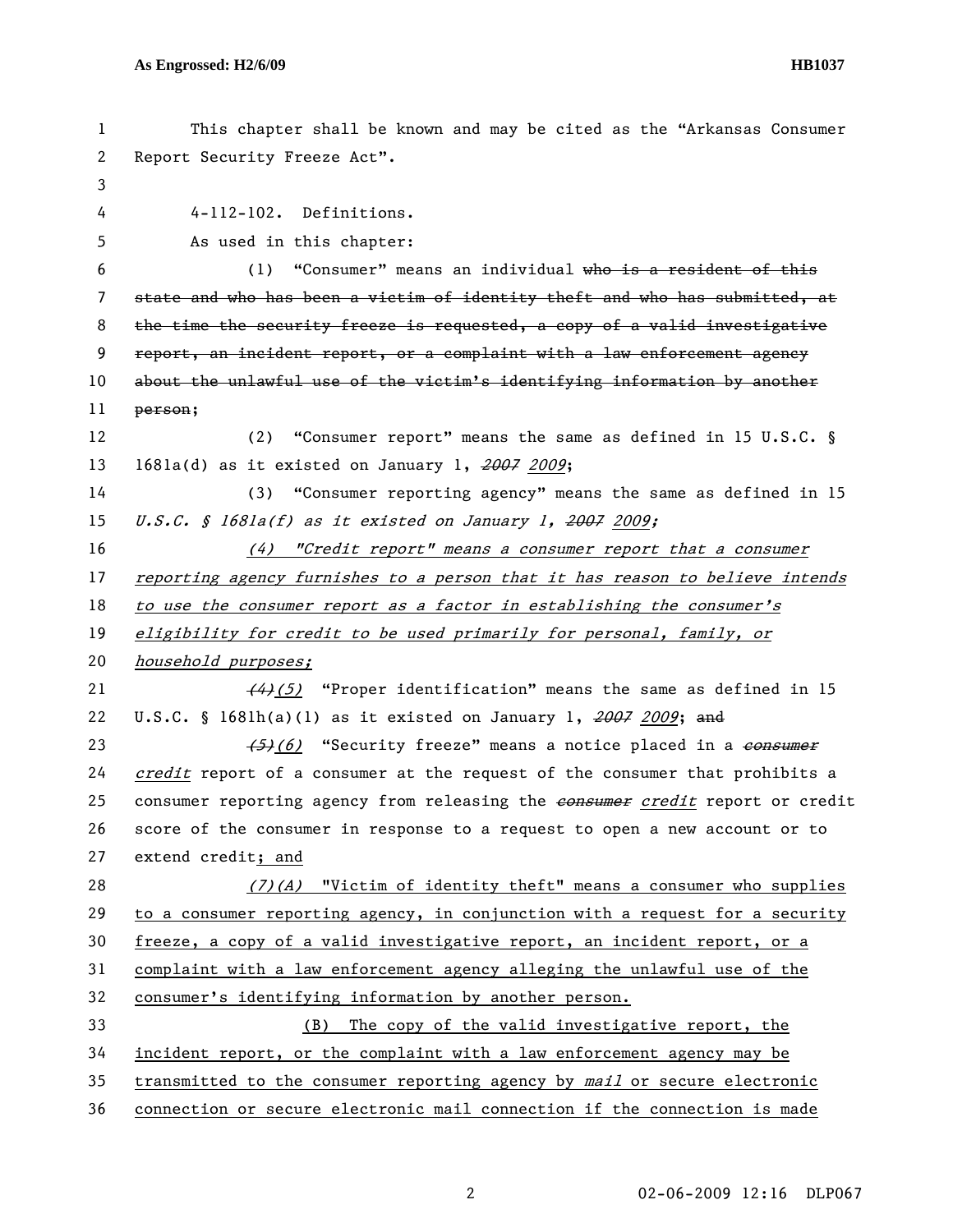This chapter shall be known and may be cited as the "Arkansas Consumer Report Security Freeze Act".

4-112-102. Definitions.

As used in this chapter:

(1) "Consumer" means an individual ~~who is a resident of this state and who has been a victim of identity theft and who has submitted, at the time the security freeze is requested, a copy of a valid investigative report, an incident report, or a complaint with a law enforcement agency about the unlawful use of the victim's identifying information by another person~~;

(2) "Consumer report" means the same as defined in 15 U.S.C. § 1681a(d) as it existed on January 1, ~~*2007*~~ *2009*;

(3) "Consumer reporting agency" means the same as defined in 15 *U.S.C. § 1681a(f) as it existed on January 1,* ~~*2007*~~ *2009;*

*(4) "Credit report" means a consumer report that a consumer reporting agency furnishes to a person that it has reason to believe intends to use the consumer report as a factor in establishing the consumer's eligibility for credit to be used primarily for personal, family, or household purposes;*

~~*(4)*~~*(5)* "Proper identification" means the same as defined in 15 U.S.C. § 1681h(a)(1) as it existed on January 1, ~~*2007*~~ *2009*; ~~and~~

~~*(5)*~~*(6)* "Security freeze" means a notice placed in a ~~*consumer*~~ *credit* report of a consumer at the request of the consumer that prohibits a consumer reporting agency from releasing the ~~*consumer*~~ *credit* report or credit score of the consumer in response to a request to open a new account or to extend credit; and

*(7)(A)* "Victim of identity theft" means a consumer who supplies to a consumer reporting agency, in conjunction with a request for a security freeze, a copy of a valid investigative report, an incident report, or a complaint with a law enforcement agency alleging the unlawful use of the consumer's identifying information by another person.

(B) The copy of the valid investigative report, the incident report, or the complaint with a law enforcement agency may be transmitted to the consumer reporting agency by *mail* or secure electronic connection or secure electronic mail connection if the connection is made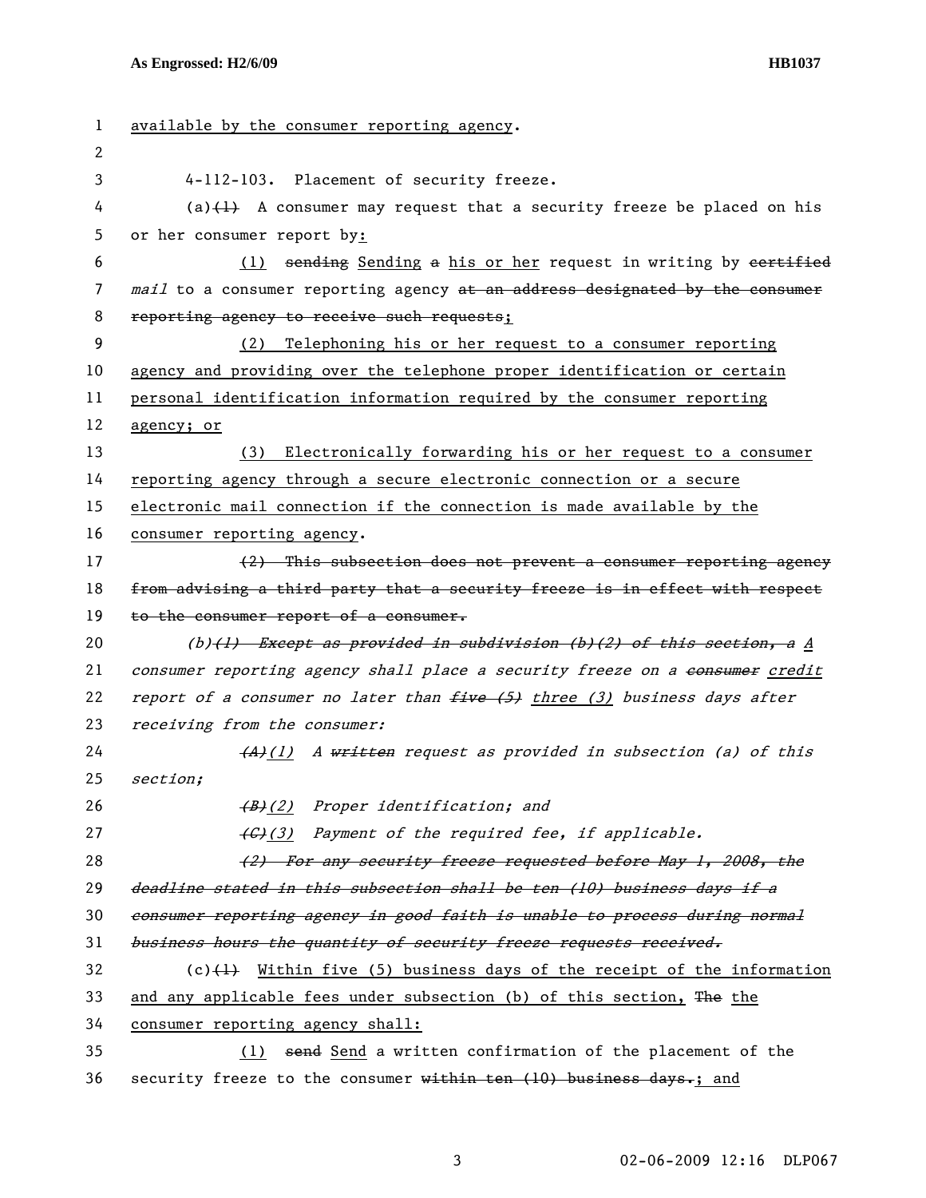available by the consumer reporting agency.

4-112-103. Placement of security freeze.

(a)~~(1)~~ A consumer may request that a security freeze be placed on his or her consumer report by:

(1) ~~sending~~ Sending ~~a~~ his or her request in writing by ~~certified~~ *mail* to a consumer reporting agency ~~at an address designated by the consumer reporting agency to receive such requests~~;

(2) Telephoning his or her request to a consumer reporting agency and providing over the telephone proper identification or certain personal identification information required by the consumer reporting agency; or

(3) Electronically forwarding his or her request to a consumer reporting agency through a secure electronic connection or a secure electronic mail connection if the connection is made available by the consumer reporting agency.

~~(2) This subsection does not prevent a consumer reporting agency from advising a third party that a security freeze is in effect with respect to the consumer report of a consumer.~~

*(b)~~(1) Except as provided in subdivision (b)(2) of this section, a~~ A consumer reporting agency shall place a security freeze on a ~~consumer~~ credit report of a consumer no later than ~~five (5)~~ three (3) business days after receiving from the consumer:*

*~~(A)~~(1) A ~~written~~ request as provided in subsection (a) of this section;*

*~~(B)~~(2) Proper identification; and*

*~~(C)~~(3) Payment of the required fee, if applicable.*

*~~(2) For any security freeze requested before May 1, 2008, the deadline stated in this subsection shall be ten (10) business days if a consumer reporting agency in good faith is unable to process during normal business hours the quantity of security freeze requests received.~~*

(c)~~(1)~~ Within five (5) business days of the receipt of the information and any applicable fees under subsection (b) of this section, ~~The~~ the consumer reporting agency shall:

(1) ~~send~~ Send a written confirmation of the placement of the security freeze to the consumer ~~within ten (10) business days.~~; and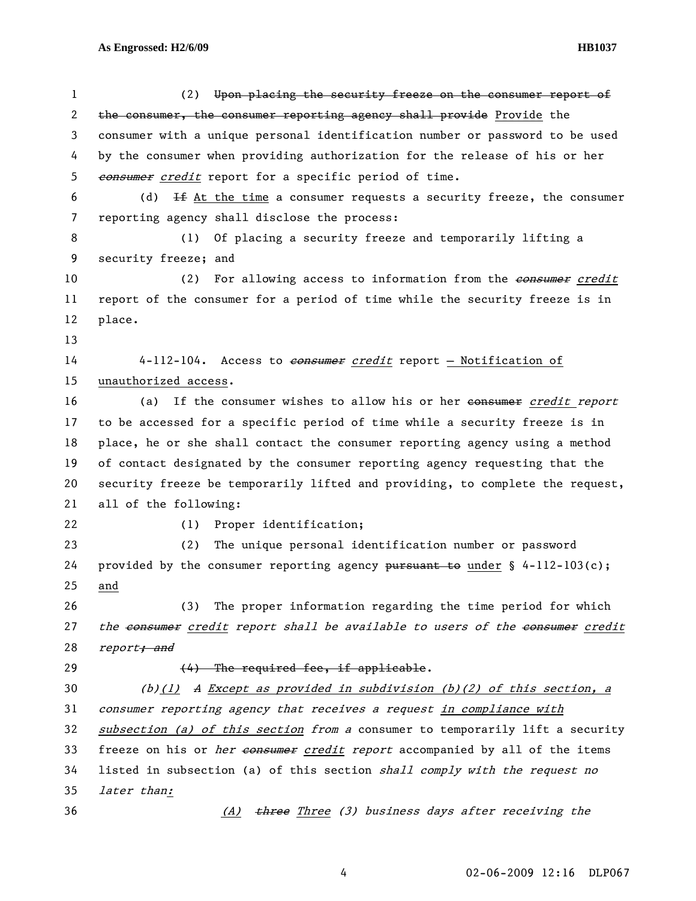(2) ~~Upon placing the security freeze on the consumer report of the consumer, the consumer reporting agency shall provide~~ Provide the consumer with a unique personal identification number or password to be used by the consumer when providing authorization for the release of his or her ~~*consumer*~~ *credit* report for a specific period of time.

(d) ~~If~~ At the time a consumer requests a security freeze, the consumer reporting agency shall disclose the process:

(1) Of placing a security freeze and temporarily lifting a security freeze; and

(2) For allowing access to information from the ~~*consumer*~~ *credit* report of the consumer for a period of time while the security freeze is in place.

4-112-104. Access to ~~*consumer*~~ *credit* report — Notification of unauthorized access.

(a) If the consumer wishes to allow his or her ~~consumer~~ *credit report* to be accessed for a specific period of time while a security freeze is in place, he or she shall contact the consumer reporting agency using a method of contact designated by the consumer reporting agency requesting that the security freeze be temporarily lifted and providing, to complete the request, all of the following:

(1) Proper identification;

(2) The unique personal identification number or password provided by the consumer reporting agency ~~pursuant to~~ under § 4-112-103(c); and

(3) The proper information regarding the time period for which *the ~~consumer~~ credit report shall be available to users of the ~~consumer~~ credit report~~; and~~*

~~(4) The required fee, if applicable~~.

*(b)(1) ~~A~~ Except as provided in subdivision (b)(2) of this section, a consumer reporting agency that receives a request in compliance with subsection (a) of this section from a* consumer to temporarily lift a security freeze on his or *her ~~consumer~~ credit report* accompanied by all of the items listed in subsection (a) of this section *shall comply with the request no later than:*

*(A) ~~three~~ Three (3) business days after receiving the*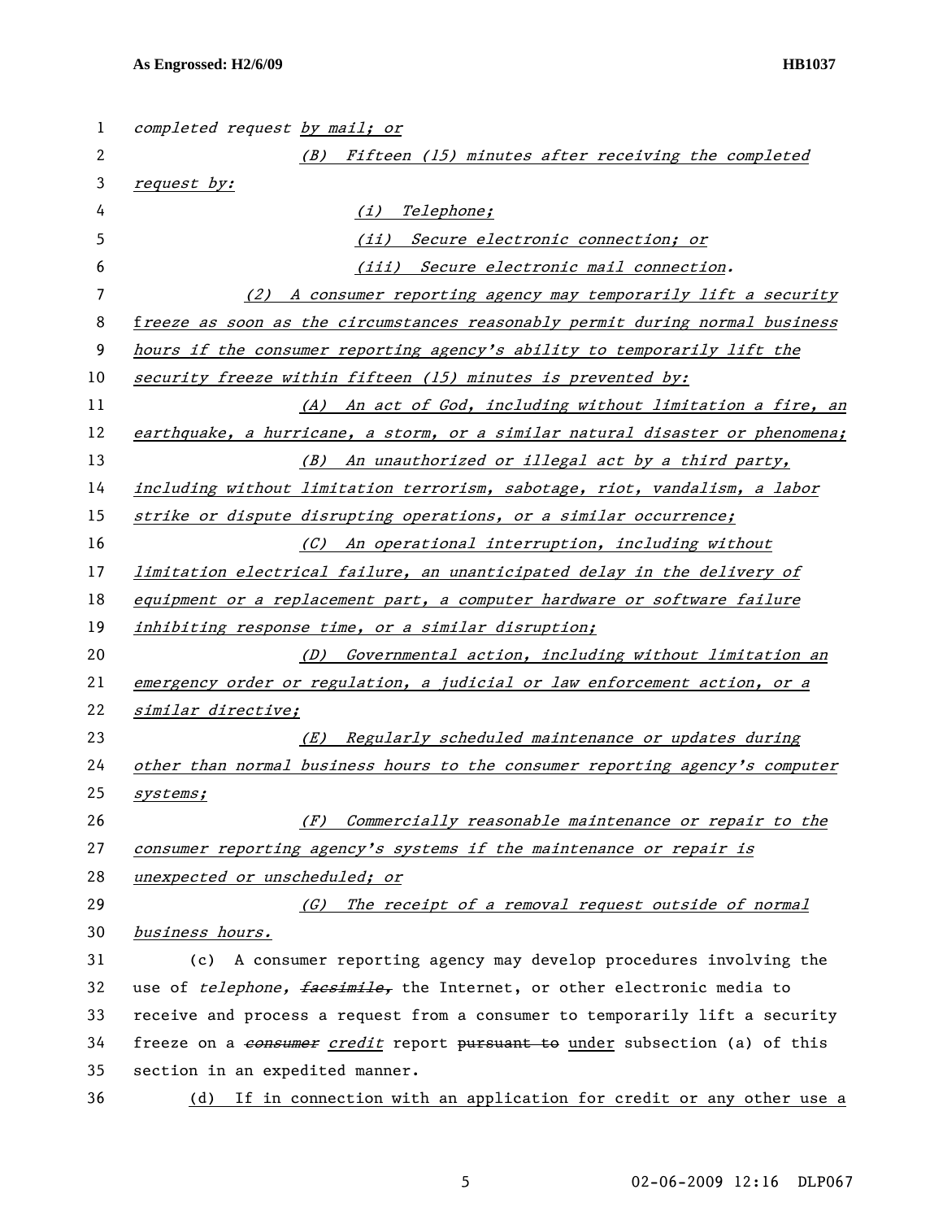*completed request by mail; or*

*(B) Fifteen (15) minutes after receiving the completed request by:*

*(i) Telephone;*

*(ii) Secure electronic connection; or*

*(iii) Secure electronic mail connection.*

*(2) A consumer reporting agency may temporarily lift a security freeze as soon as the circumstances reasonably permit during normal business hours if the consumer reporting agency's ability to temporarily lift the security freeze within fifteen (15) minutes is prevented by:*

*(A) An act of God, including without limitation a fire, an earthquake, a hurricane, a storm, or a similar natural disaster or phenomena;*

*(B) An unauthorized or illegal act by a third party, including without limitation terrorism, sabotage, riot, vandalism, a labor strike or dispute disrupting operations, or a similar occurrence;*

*(C) An operational interruption, including without limitation electrical failure, an unanticipated delay in the delivery of equipment or a replacement part, a computer hardware or software failure inhibiting response time, or a similar disruption;*

*(D) Governmental action, including without limitation an emergency order or regulation, a judicial or law enforcement action, or a similar directive;*

*(E) Regularly scheduled maintenance or updates during other than normal business hours to the consumer reporting agency's computer systems;*

*(F) Commercially reasonable maintenance or repair to the consumer reporting agency's systems if the maintenance or repair is unexpected or unscheduled; or*

*(G) The receipt of a removal request outside of normal business hours.*

(c) A consumer reporting agency may develop procedures involving the use of *telephone*, ~~*facsimile,*~~ the Internet, or other electronic media to receive and process a request from a consumer to temporarily lift a security freeze on a ~~*consumer*~~ *credit* report ~~pursuant to~~ under subsection (a) of this section in an expedited manner.

(d) If in connection with an application for credit or any other use a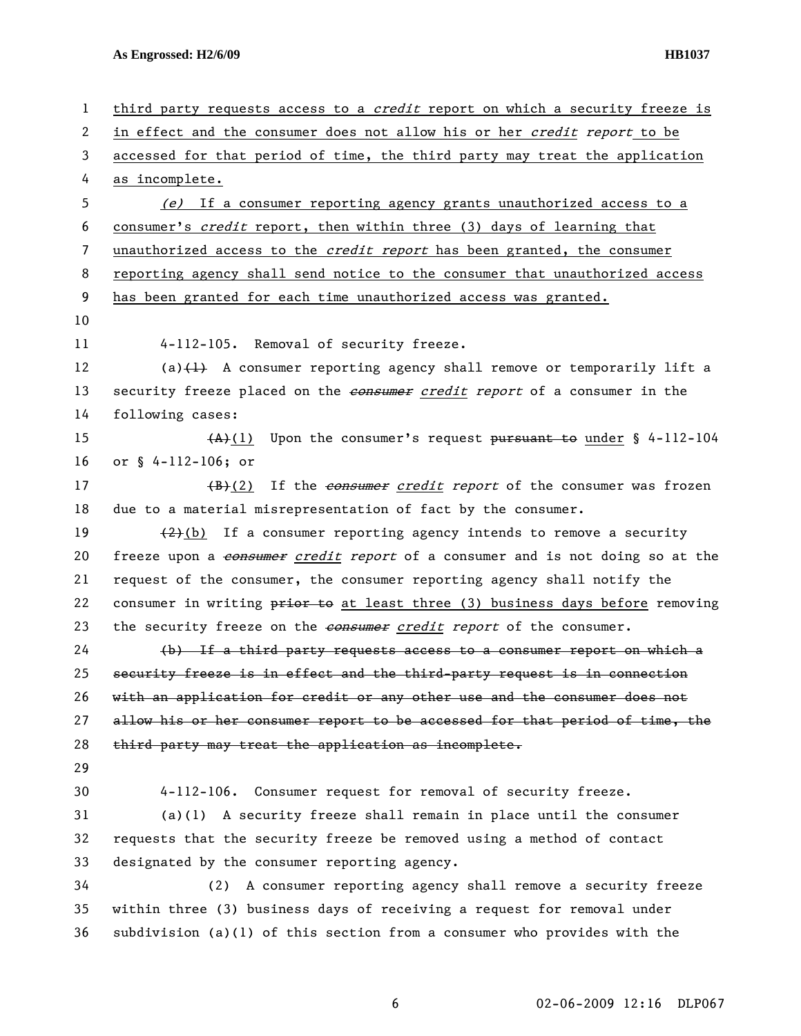third party requests access to a *credit* report on which a security freeze is in effect and the consumer does not allow his or her *credit report* to be accessed for that period of time, the third party may treat the application as incomplete.

*(e)* If a consumer reporting agency grants unauthorized access to a consumer's *credit* report, then within three (3) days of learning that unauthorized access to the *credit report* has been granted, the consumer reporting agency shall send notice to the consumer that unauthorized access has been granted for each time unauthorized access was granted.

4-112-105. Removal of security freeze.

(a)~~(1)~~ A consumer reporting agency shall remove or temporarily lift a security freeze placed on the ~~*consumer*~~ *credit report* of a consumer in the following cases:

~~(A)~~(1) Upon the consumer's request ~~pursuant to~~ under § 4-112-104 or § 4-112-106; or

~~(B)~~(2) If the ~~*consumer*~~ *credit report* of the consumer was frozen due to a material misrepresentation of fact by the consumer.

~~(2)~~(b) If a consumer reporting agency intends to remove a security freeze upon a ~~*consumer*~~ *credit report* of a consumer and is not doing so at the request of the consumer, the consumer reporting agency shall notify the consumer in writing ~~prior to~~ at least three (3) business days before removing the security freeze on the ~~*consumer*~~ *credit report* of the consumer.

~~(b) If a third party requests access to a consumer report on which a security freeze is in effect and the third-party request is in connection with an application for credit or any other use and the consumer does not allow his or her consumer report to be accessed for that period of time, the third party may treat the application as incomplete.~~

4-112-106. Consumer request for removal of security freeze.

(a)(1) A security freeze shall remain in place until the consumer requests that the security freeze be removed using a method of contact designated by the consumer reporting agency.

(2) A consumer reporting agency shall remove a security freeze within three (3) business days of receiving a request for removal under subdivision (a)(1) of this section from a consumer who provides with the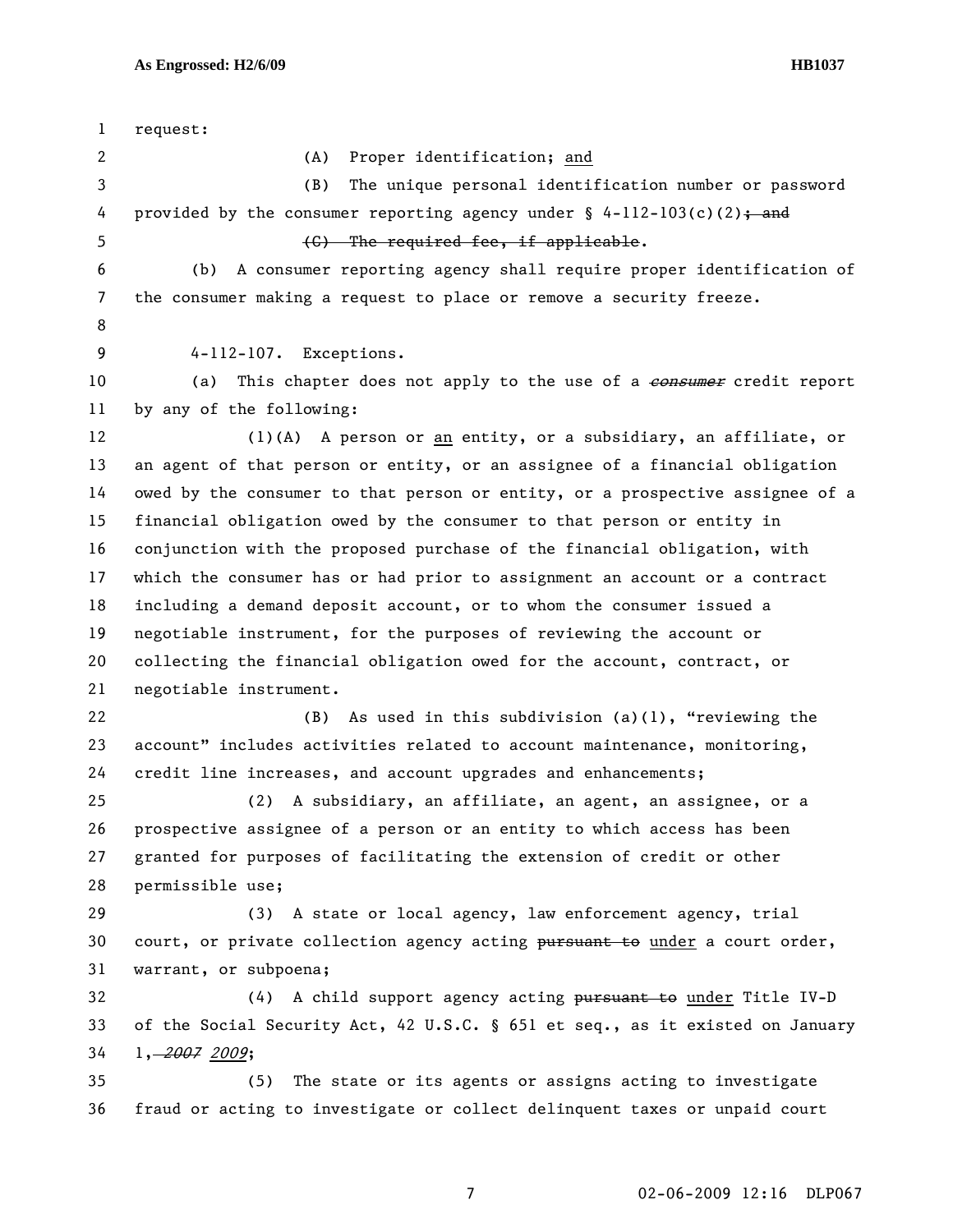request:

(A) Proper identification; <u>and</u>

(B) The unique personal identification number or password provided by the consumer reporting agency under § 4-112-103(c)(2)~~; and~~

~~(C) The required fee, if applicable~~.

(b) A consumer reporting agency shall require proper identification of the consumer making a request to place or remove a security freeze.

4-112-107. Exceptions.

(a) This chapter does not apply to the use of a ~~*consumer*~~ credit report by any of the following:

(1)(A) A person or <u>an</u> entity, or a subsidiary, an affiliate, or an agent of that person or entity, or an assignee of a financial obligation owed by the consumer to that person or entity, or a prospective assignee of a financial obligation owed by the consumer to that person or entity in conjunction with the proposed purchase of the financial obligation, with which the consumer has or had prior to assignment an account or a contract including a demand deposit account, or to whom the consumer issued a negotiable instrument, for the purposes of reviewing the account or collecting the financial obligation owed for the account, contract, or negotiable instrument.

(B) As used in this subdivision (a)(1), "reviewing the account" includes activities related to account maintenance, monitoring, credit line increases, and account upgrades and enhancements;

(2) A subsidiary, an affiliate, an agent, an assignee, or a prospective assignee of a person or an entity to which access has been granted for purposes of facilitating the extension of credit or other permissible use;

(3) A state or local agency, law enforcement agency, trial court, or private collection agency acting ~~pursuant to~~ <u>under</u> a court order, warrant, or subpoena;

(4) A child support agency acting ~~pursuant to~~ <u>under</u> Title IV-D of the Social Security Act, 42 U.S.C. § 651 et seq., as it existed on January 1, ~~*2007*~~ <u>*2009*</u>;

(5) The state or its agents or assigns acting to investigate fraud or acting to investigate or collect delinquent taxes or unpaid court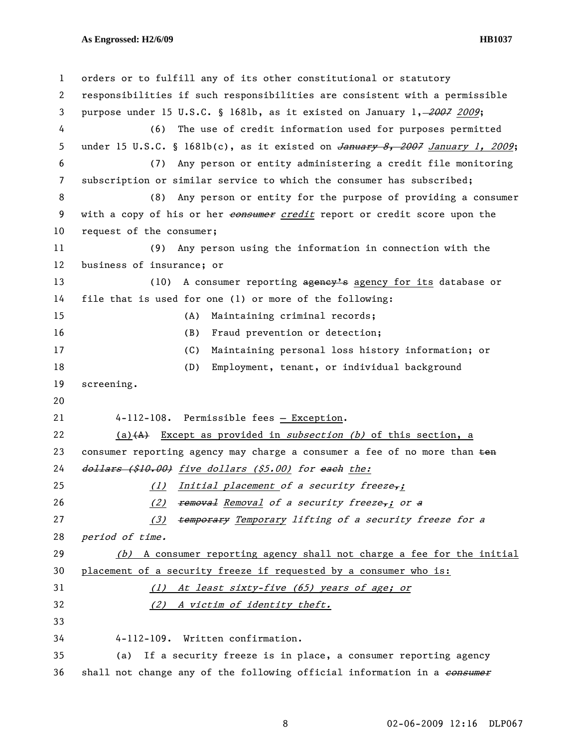orders or to fulfill any of its other constitutional or statutory responsibilities if such responsibilities are consistent with a permissible purpose under 15 U.S.C. § 1681b, as it existed on January 1, ~~2007~~ *2009*;

(6) The use of credit information used for purposes permitted under 15 U.S.C. § 1681b(c), as it existed on ~~*January 8, 2007*~~ *January 1, 2009*;

(7) Any person or entity administering a credit file monitoring subscription or similar service to which the consumer has subscribed;

(8) Any person or entity for the purpose of providing a consumer with a copy of his or her ~~*consumer*~~ *credit* report or credit score upon the request of the consumer;

(9) Any person using the information in connection with the business of insurance; or

(10) A consumer reporting ~~agency's~~ agency for its database or file that is used for one (1) or more of the following:

(A) Maintaining criminal records;

(B) Fraud prevention or detection;

(C) Maintaining personal loss history information; or

(D) Employment, tenant, or individual background screening.

4-112-108. Permissible fees — Exception.

(a)~~(A)~~ Except as provided in *subsection (b)* of this section, a consumer reporting agency may charge a consumer a fee of no more than ~~ten~~ ~~*dollars ($10.00)*~~ *five dollars ($5.00)* for ~~*each*~~ *the:*

*(1) Initial placement of a security freeze~~,~~;*

*(2) ~~removal~~ Removal of a security freeze~~,~~; or ~~a~~*

*(3) ~~temporary~~ Temporary lifting of a security freeze for a period of time.*

*(b)* A consumer reporting agency shall not charge a fee for the initial placement of a security freeze if requested by a consumer who is:

*(1) At least sixty-five (65) years of age; or*

*(2) A victim of identity theft.*

4-112-109. Written confirmation.

(a) If a security freeze is in place, a consumer reporting agency shall not change any of the following official information in a ~~*consumer*~~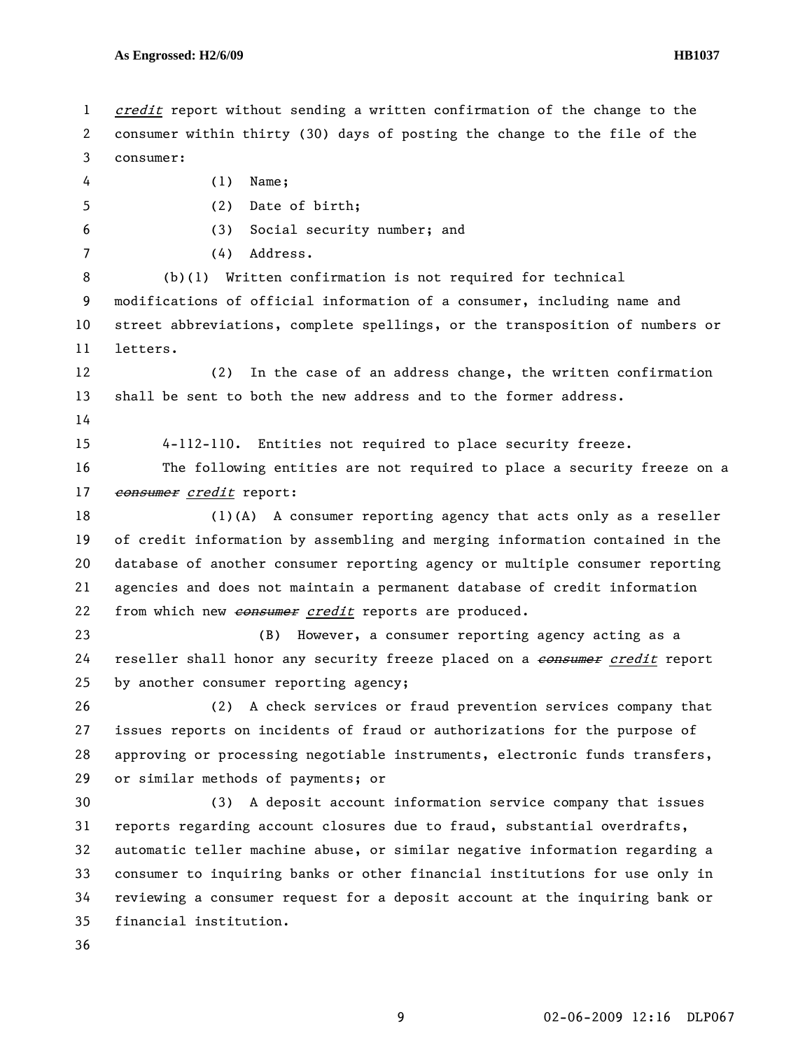*credit* report without sending a written confirmation of the change to the consumer within thirty (30) days of posting the change to the file of the consumer:

(1) Name;

(2) Date of birth;

(3) Social security number; and

(4) Address.

(b)(1) Written confirmation is not required for technical modifications of official information of a consumer, including name and street abbreviations, complete spellings, or the transposition of numbers or letters.

(2) In the case of an address change, the written confirmation shall be sent to both the new address and to the former address.

4-112-110. Entities not required to place security freeze.

The following entities are not required to place a security freeze on a ~~consumer~~ *credit* report:

(1)(A) A consumer reporting agency that acts only as a reseller of credit information by assembling and merging information contained in the database of another consumer reporting agency or multiple consumer reporting agencies and does not maintain a permanent database of credit information from which new ~~consumer~~ *credit* reports are produced.

(B) However, a consumer reporting agency acting as a reseller shall honor any security freeze placed on a ~~consumer~~ *credit* report by another consumer reporting agency;

(2) A check services or fraud prevention services company that issues reports on incidents of fraud or authorizations for the purpose of approving or processing negotiable instruments, electronic funds transfers, or similar methods of payments; or

(3) A deposit account information service company that issues reports regarding account closures due to fraud, substantial overdrafts, automatic teller machine abuse, or similar negative information regarding a consumer to inquiring banks or other financial institutions for use only in reviewing a consumer request for a deposit account at the inquiring bank or financial institution.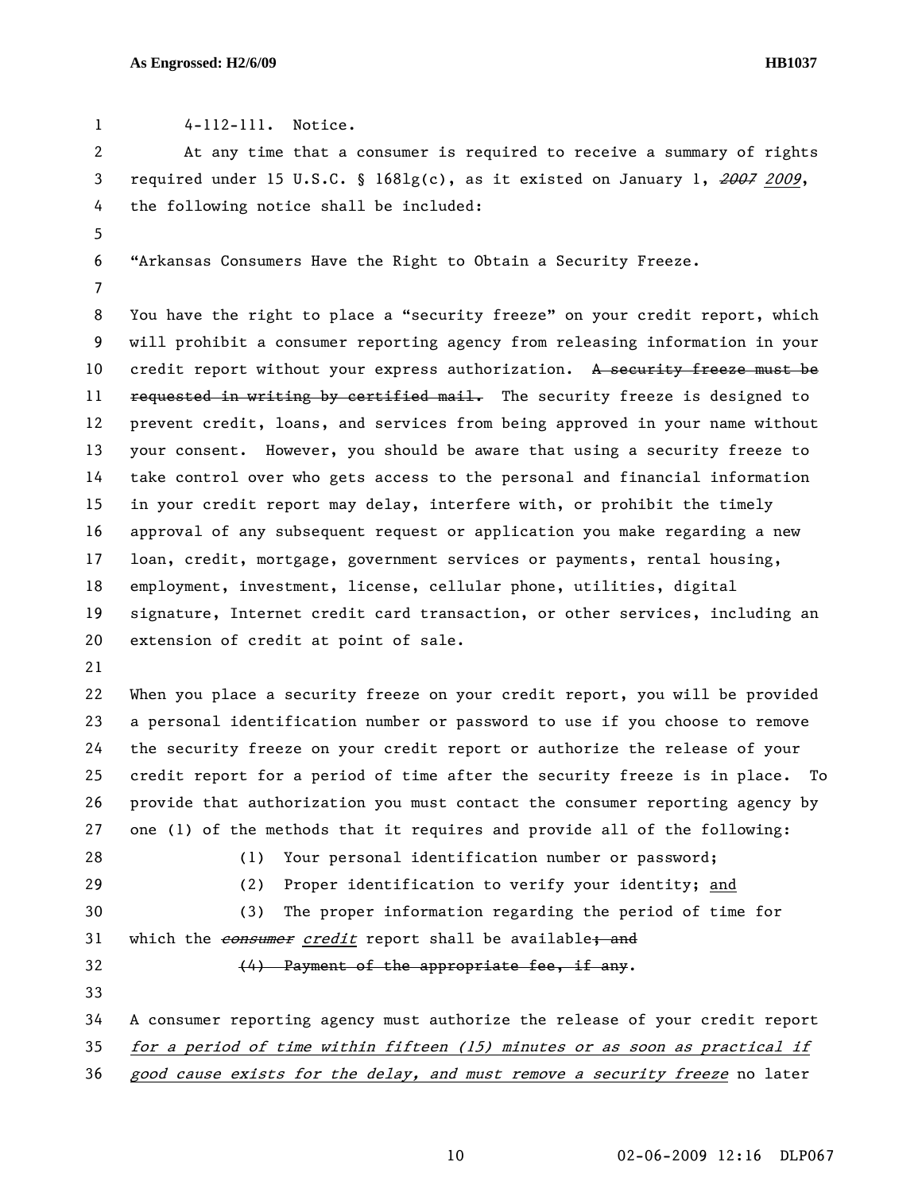4-112-111. Notice.

At any time that a consumer is required to receive a summary of rights required under 15 U.S.C. § 1681g(c), as it existed on January 1, ~~*2007*~~ *2009*, the following notice shall be included:

"Arkansas Consumers Have the Right to Obtain a Security Freeze.

You have the right to place a "security freeze" on your credit report, which will prohibit a consumer reporting agency from releasing information in your credit report without your express authorization. ~~A security freeze must be requested in writing by certified mail.~~ The security freeze is designed to prevent credit, loans, and services from being approved in your name without your consent. However, you should be aware that using a security freeze to take control over who gets access to the personal and financial information in your credit report may delay, interfere with, or prohibit the timely approval of any subsequent request or application you make regarding a new loan, credit, mortgage, government services or payments, rental housing, employment, investment, license, cellular phone, utilities, digital signature, Internet credit card transaction, or other services, including an extension of credit at point of sale.

When you place a security freeze on your credit report, you will be provided a personal identification number or password to use if you choose to remove the security freeze on your credit report or authorize the release of your credit report for a period of time after the security freeze is in place. To provide that authorization you must contact the consumer reporting agency by one (1) of the methods that it requires and provide all of the following:

(1) Your personal identification number or password;

(2) Proper identification to verify your identity; <u>and</u>

(3) The proper information regarding the period of time for which the ~~*consumer*~~ *credit* report shall be available~~; and~~

~~(4) Payment of the appropriate fee, if any~~.

A consumer reporting agency must authorize the release of your credit report *for a period of time within fifteen (15) minutes or as soon as practical if good cause exists for the delay, and must remove a security freeze* no later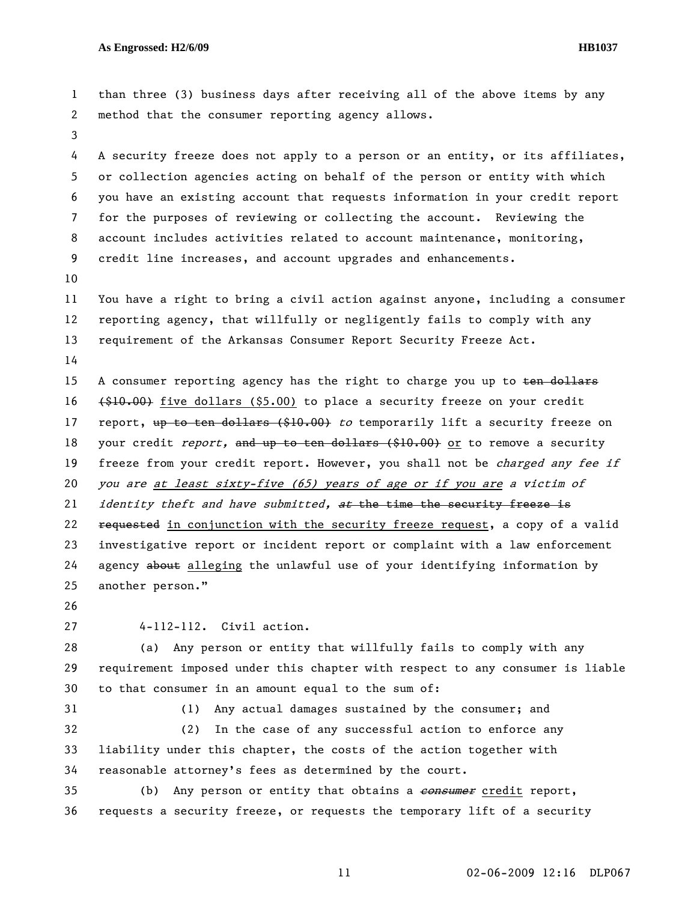than three (3) business days after receiving all of the above items by any method that the consumer reporting agency allows.

A security freeze does not apply to a person or an entity, or its affiliates, or collection agencies acting on behalf of the person or entity with which you have an existing account that requests information in your credit report for the purposes of reviewing or collecting the account. Reviewing the account includes activities related to account maintenance, monitoring, credit line increases, and account upgrades and enhancements.

You have a right to bring a civil action against anyone, including a consumer reporting agency, that willfully or negligently fails to comply with any requirement of the Arkansas Consumer Report Security Freeze Act.

A consumer reporting agency has the right to charge you up to ~~ten dollars ($10.00)~~ five dollars ($5.00) to place a security freeze on your credit report, ~~up to ten dollars ($10.00)~~ *to* temporarily lift a security freeze on your credit *report,* ~~and up to ten dollars ($10.00)~~ or to remove a security freeze from your credit report. However, you shall not be *charged any fee if you are* at least sixty-five (65) years of age or if you are *a victim of identity theft and have submitted,* ~~*at* the time the security freeze is requested~~ in conjunction with the security freeze request, a copy of a valid investigative report or incident report or complaint with a law enforcement agency ~~about~~ alleging the unlawful use of your identifying information by another person."

4-112-112. Civil action.

(a) Any person or entity that willfully fails to comply with any requirement imposed under this chapter with respect to any consumer is liable to that consumer in an amount equal to the sum of:

(1) Any actual damages sustained by the consumer; and

(2) In the case of any successful action to enforce any liability under this chapter, the costs of the action together with reasonable attorney's fees as determined by the court.

(b) Any person or entity that obtains a ~~*consumer*~~ credit report, requests a security freeze, or requests the temporary lift of a security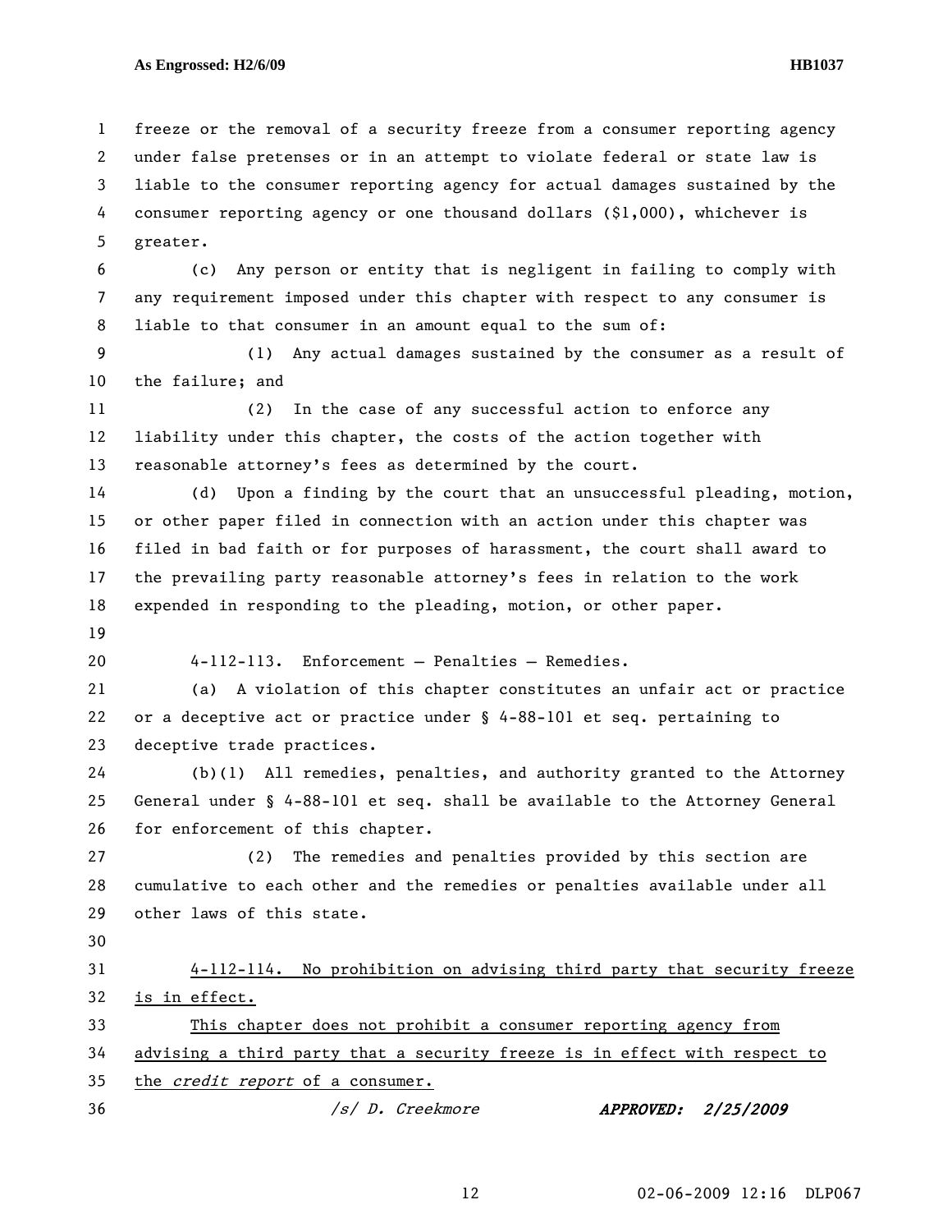freeze or the removal of a security freeze from a consumer reporting agency under false pretenses or in an attempt to violate federal or state law is liable to the consumer reporting agency for actual damages sustained by the consumer reporting agency or one thousand dollars ($1,000), whichever is greater.

(c) Any person or entity that is negligent in failing to comply with any requirement imposed under this chapter with respect to any consumer is liable to that consumer in an amount equal to the sum of:

(1) Any actual damages sustained by the consumer as a result of the failure; and

(2) In the case of any successful action to enforce any liability under this chapter, the costs of the action together with reasonable attorney's fees as determined by the court.

(d) Upon a finding by the court that an unsuccessful pleading, motion, or other paper filed in connection with an action under this chapter was filed in bad faith or for purposes of harassment, the court shall award to the prevailing party reasonable attorney's fees in relation to the work expended in responding to the pleading, motion, or other paper.

4-112-113. Enforcement — Penalties — Remedies.

(a) A violation of this chapter constitutes an unfair act or practice or a deceptive act or practice under § 4-88-101 et seq. pertaining to deceptive trade practices.

(b)(1) All remedies, penalties, and authority granted to the Attorney General under § 4-88-101 et seq. shall be available to the Attorney General for enforcement of this chapter.

(2) The remedies and penalties provided by this section are cumulative to each other and the remedies or penalties available under all other laws of this state.

<u>4-112-114. No prohibition on advising third party that security freeze is in effect.</u>

<u>This chapter does not prohibit a consumer reporting agency from advising a third party that a security freeze is in effect with respect to the *credit report* of a consumer.</u>

*/s/ D. Creekmore* ***APPROVED: 2/25/2009***